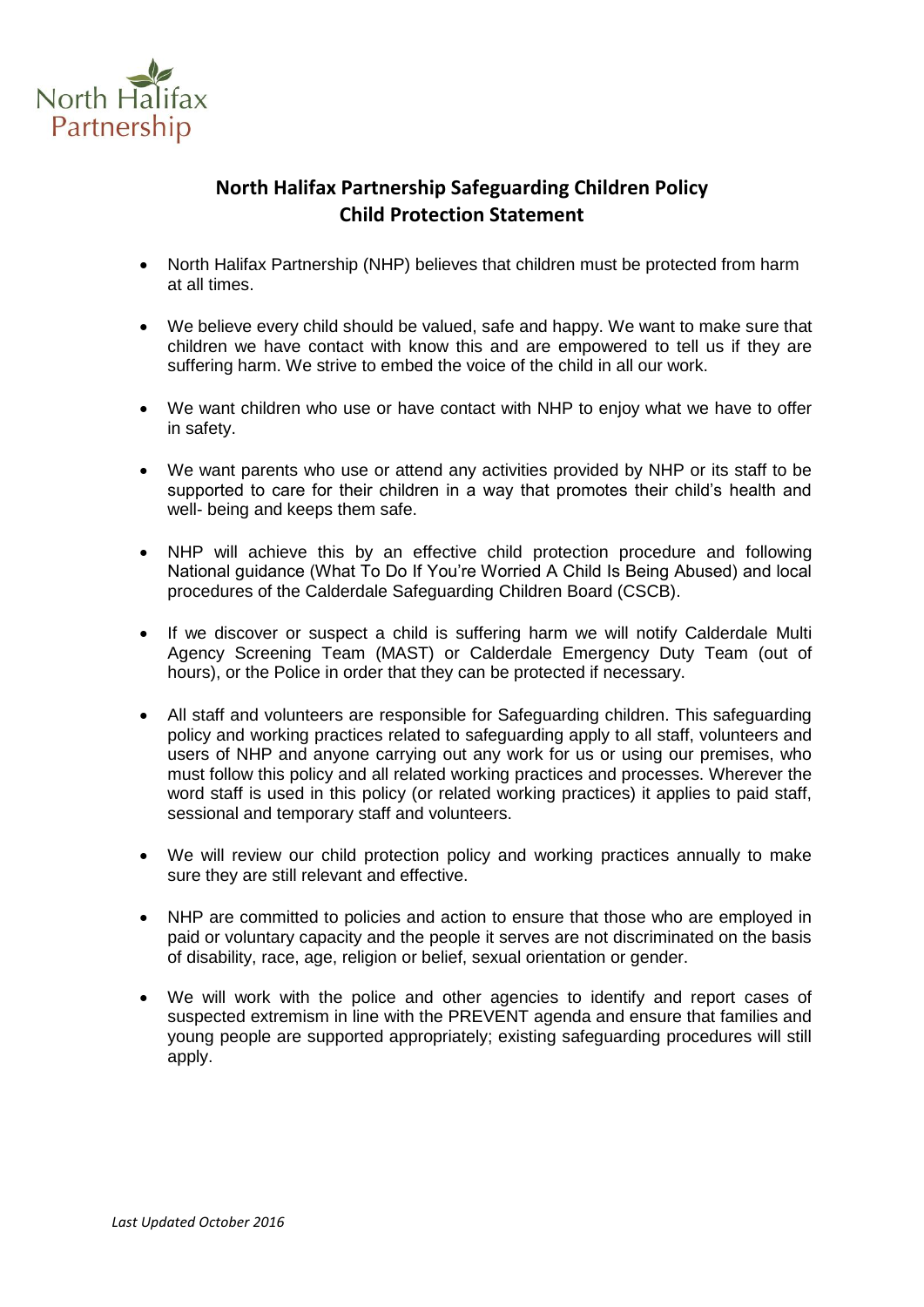North Halifax Partnership

# North Halifax Partnership Safeguarding Children Policy
## Child Protection Statement

- North Halifax Partnership (NHP) believes that children must be protected from harm at all times.
- We believe every child should be valued, safe and happy. We want to make sure that children we have contact with know this and are empowered to tell us if they are suffering harm. We strive to embed the voice of the child in all our work.
- We want children who use or have contact with NHP to enjoy what we have to offer in safety.
- We want parents who use or attend any activities provided by NHP or its staff to be supported to care for their children in a way that promotes their child's health and well- being and keeps them safe.
- NHP will achieve this by an effective child protection procedure and following National guidance (What To Do If You're Worried A Child Is Being Abused) and local procedures of the Calderdale Safeguarding Children Board (CSCB).
- If we discover or suspect a child is suffering harm we will notify Calderdale Multi Agency Screening Team (MAST) or Calderdale Emergency Duty Team (out of hours), or the Police in order that they can be protected if necessary.
- All staff and volunteers are responsible for Safeguarding children. This safeguarding policy and working practices related to safeguarding apply to all staff, volunteers and users of NHP and anyone carrying out any work for us or using our premises, who must follow this policy and all related working practices and processes. Wherever the word staff is used in this policy (or related working practices) it applies to paid staff, sessional and temporary staff and volunteers.
- We will review our child protection policy and working practices annually to make sure they are still relevant and effective.
- NHP are committed to policies and action to ensure that those who are employed in paid or voluntary capacity and the people it serves are not discriminated on the basis of disability, race, age, religion or belief, sexual orientation or gender.
- We will work with the police and other agencies to identify and report cases of suspected extremism in line with the PREVENT agenda and ensure that families and young people are supported appropriately; existing safeguarding procedures will still apply.

*Last Updated October 2016*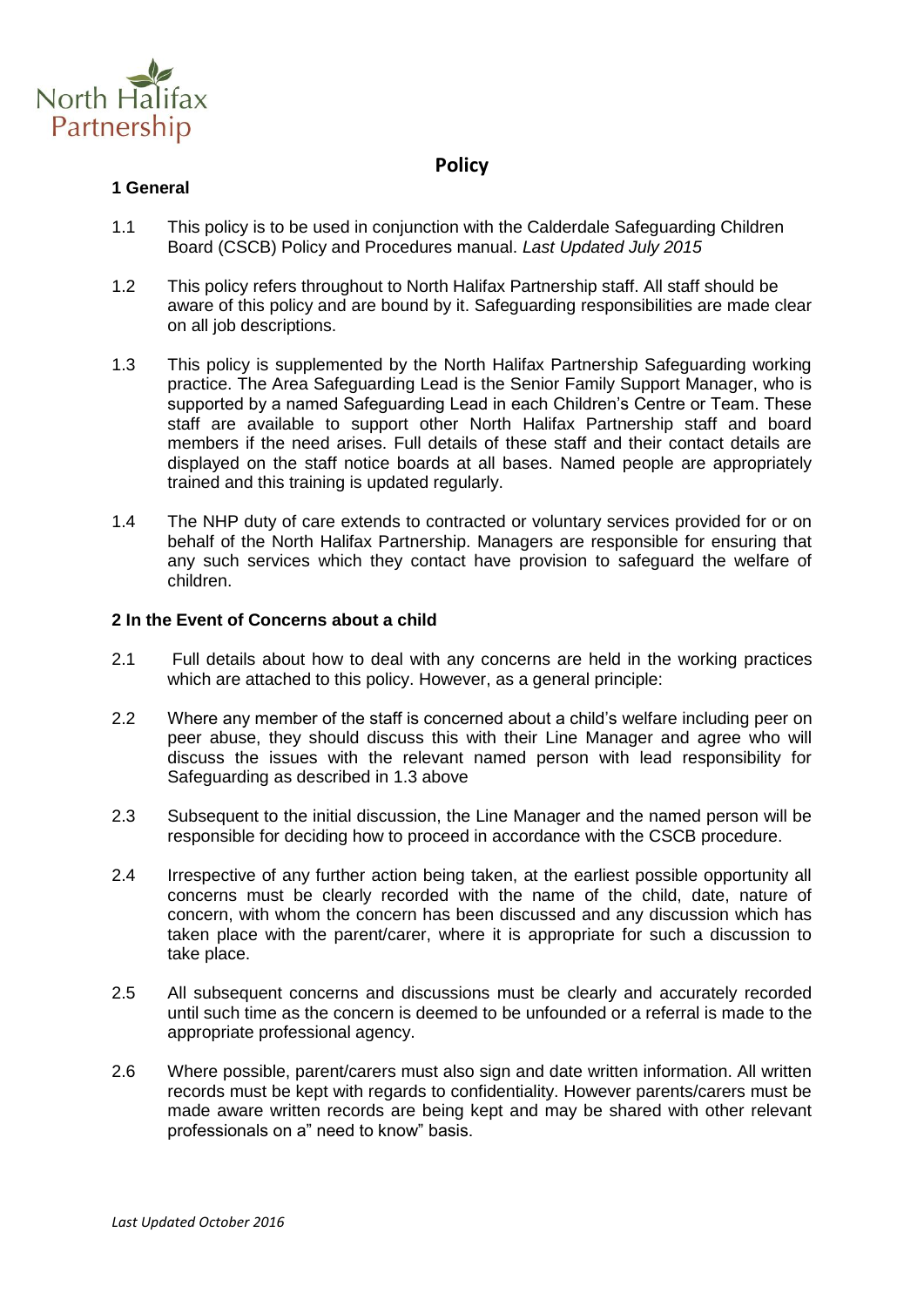# Policy

## 1 General

1.1 This policy is to be used in conjunction with the Calderdale Safeguarding Children Board (CSCB) Policy and Procedures manual. *Last Updated July 2015*

1.2 This policy refers throughout to North Halifax Partnership staff. All staff should be aware of this policy and are bound by it. Safeguarding responsibilities are made clear on all job descriptions.

1.3 This policy is supplemented by the North Halifax Partnership Safeguarding working practice. The Area Safeguarding Lead is the Senior Family Support Manager, who is supported by a named Safeguarding Lead in each Children's Centre or Team. These staff are available to support other North Halifax Partnership staff and board members if the need arises. Full details of these staff and their contact details are displayed on the staff notice boards at all bases. Named people are appropriately trained and this training is updated regularly.

1.4 The NHP duty of care extends to contracted or voluntary services provided for or on behalf of the North Halifax Partnership. Managers are responsible for ensuring that any such services which they contact have provision to safeguard the welfare of children.

## 2 In the Event of Concerns about a child

2.1 Full details about how to deal with any concerns are held in the working practices which are attached to this policy. However, as a general principle:

2.2 Where any member of the staff is concerned about a child's welfare including peer on peer abuse, they should discuss this with their Line Manager and agree who will discuss the issues with the relevant named person with lead responsibility for Safeguarding as described in 1.3 above

2.3 Subsequent to the initial discussion, the Line Manager and the named person will be responsible for deciding how to proceed in accordance with the CSCB procedure.

2.4 Irrespective of any further action being taken, at the earliest possible opportunity all concerns must be clearly recorded with the name of the child, date, nature of concern, with whom the concern has been discussed and any discussion which has taken place with the parent/carer, where it is appropriate for such a discussion to take place.

2.5 All subsequent concerns and discussions must be clearly and accurately recorded until such time as the concern is deemed to be unfounded or a referral is made to the appropriate professional agency.

2.6 Where possible, parent/carers must also sign and date written information. All written records must be kept with regards to confidentiality. However parents/carers must be made aware written records are being kept and may be shared with other relevant professionals on a" need to know" basis.

*Last Updated October 2016*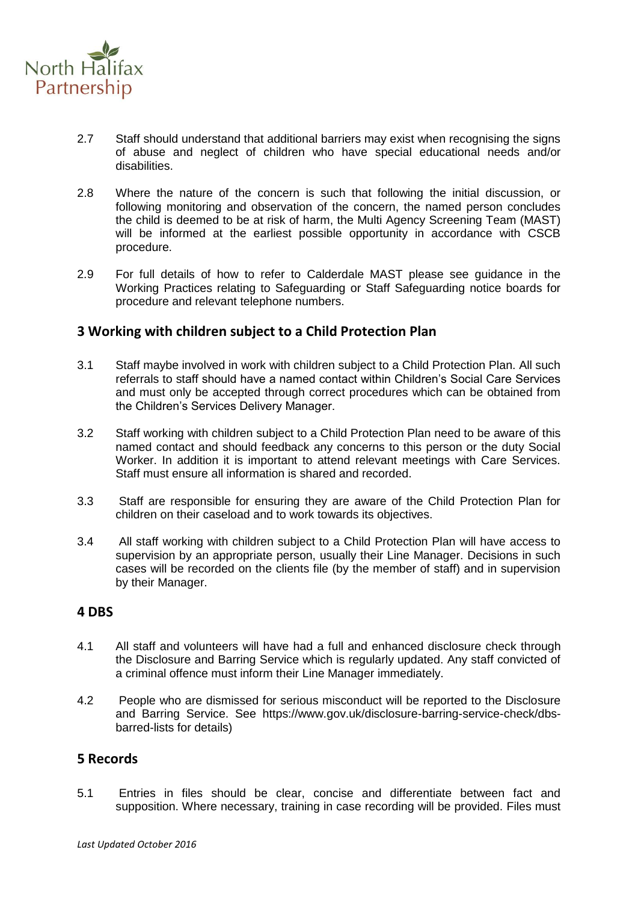2.7 Staff should understand that additional barriers may exist when recognising the signs of abuse and neglect of children who have special educational needs and/or disabilities.

2.8 Where the nature of the concern is such that following the initial discussion, or following monitoring and observation of the concern, the named person concludes the child is deemed to be at risk of harm, the Multi Agency Screening Team (MAST) will be informed at the earliest possible opportunity in accordance with CSCB procedure.

2.9 For full details of how to refer to Calderdale MAST please see guidance in the Working Practices relating to Safeguarding or Staff Safeguarding notice boards for procedure and relevant telephone numbers.

## 3 Working with children subject to a Child Protection Plan

3.1 Staff maybe involved in work with children subject to a Child Protection Plan. All such referrals to staff should have a named contact within Children's Social Care Services and must only be accepted through correct procedures which can be obtained from the Children's Services Delivery Manager.

3.2 Staff working with children subject to a Child Protection Plan need to be aware of this named contact and should feedback any concerns to this person or the duty Social Worker. In addition it is important to attend relevant meetings with Care Services. Staff must ensure all information is shared and recorded.

3.3 Staff are responsible for ensuring they are aware of the Child Protection Plan for children on their caseload and to work towards its objectives.

3.4 All staff working with children subject to a Child Protection Plan will have access to supervision by an appropriate person, usually their Line Manager. Decisions in such cases will be recorded on the clients file (by the member of staff) and in supervision by their Manager.

## 4 DBS

4.1 All staff and volunteers will have had a full and enhanced disclosure check through the Disclosure and Barring Service which is regularly updated. Any staff convicted of a criminal offence must inform their Line Manager immediately.

4.2 People who are dismissed for serious misconduct will be reported to the Disclosure and Barring Service. See https://www.gov.uk/disclosure-barring-service-check/dbs-barred-lists for details)

## 5 Records

5.1 Entries in files should be clear, concise and differentiate between fact and supposition. Where necessary, training in case recording will be provided. Files must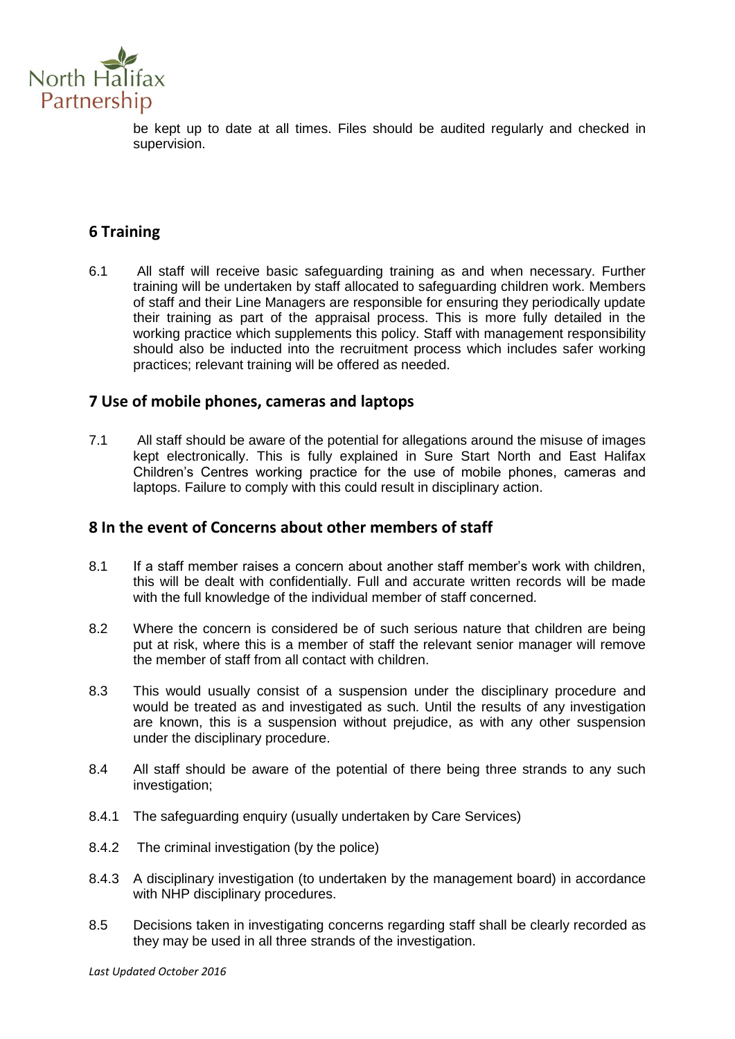be kept up to date at all times. Files should be audited regularly and checked in supervision.

## 6 Training

6.1 All staff will receive basic safeguarding training as and when necessary. Further training will be undertaken by staff allocated to safeguarding children work. Members of staff and their Line Managers are responsible for ensuring they periodically update their training as part of the appraisal process. This is more fully detailed in the working practice which supplements this policy. Staff with management responsibility should also be inducted into the recruitment process which includes safer working practices; relevant training will be offered as needed.

## 7 Use of mobile phones, cameras and laptops

7.1 All staff should be aware of the potential for allegations around the misuse of images kept electronically. This is fully explained in Sure Start North and East Halifax Children's Centres working practice for the use of mobile phones, cameras and laptops. Failure to comply with this could result in disciplinary action.

## 8 In the event of Concerns about other members of staff

8.1 If a staff member raises a concern about another staff member's work with children, this will be dealt with confidentially. Full and accurate written records will be made with the full knowledge of the individual member of staff concerned.

8.2 Where the concern is considered be of such serious nature that children are being put at risk, where this is a member of staff the relevant senior manager will remove the member of staff from all contact with children.

8.3 This would usually consist of a suspension under the disciplinary procedure and would be treated as and investigated as such. Until the results of any investigation are known, this is a suspension without prejudice, as with any other suspension under the disciplinary procedure.

8.4 All staff should be aware of the potential of there being three strands to any such investigation;

8.4.1 The safeguarding enquiry (usually undertaken by Care Services)

8.4.2 The criminal investigation (by the police)

8.4.3 A disciplinary investigation (to undertaken by the management board) in accordance with NHP disciplinary procedures.

8.5 Decisions taken in investigating concerns regarding staff shall be clearly recorded as they may be used in all three strands of the investigation.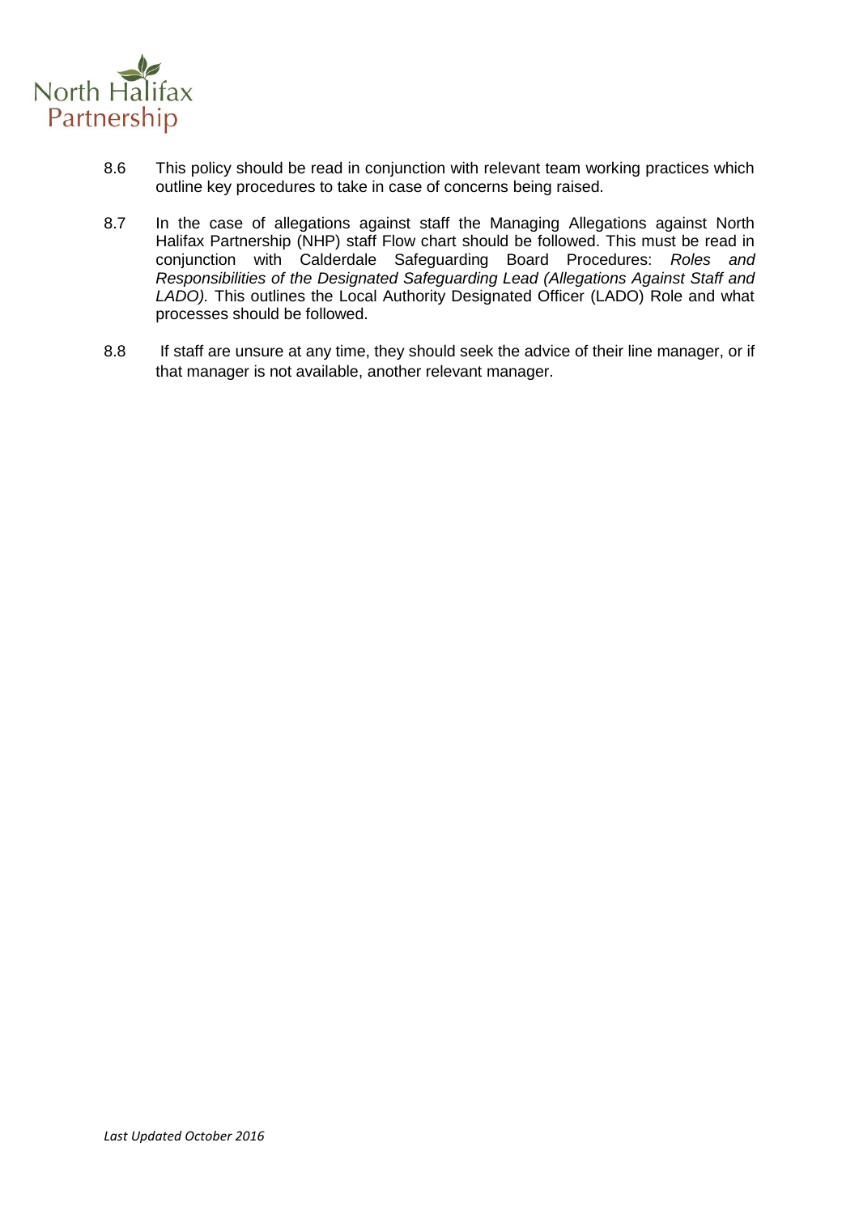8.6 This policy should be read in conjunction with relevant team working practices which outline key procedures to take in case of concerns being raised.

8.7 In the case of allegations against staff the Managing Allegations against North Halifax Partnership (NHP) staff Flow chart should be followed. This must be read in conjunction with Calderdale Safeguarding Board Procedures: *Roles and Responsibilities of the Designated Safeguarding Lead (Allegations Against Staff and LADO).* This outlines the Local Authority Designated Officer (LADO) Role and what processes should be followed.

8.8 If staff are unsure at any time, they should seek the advice of their line manager, or if that manager is not available, another relevant manager.